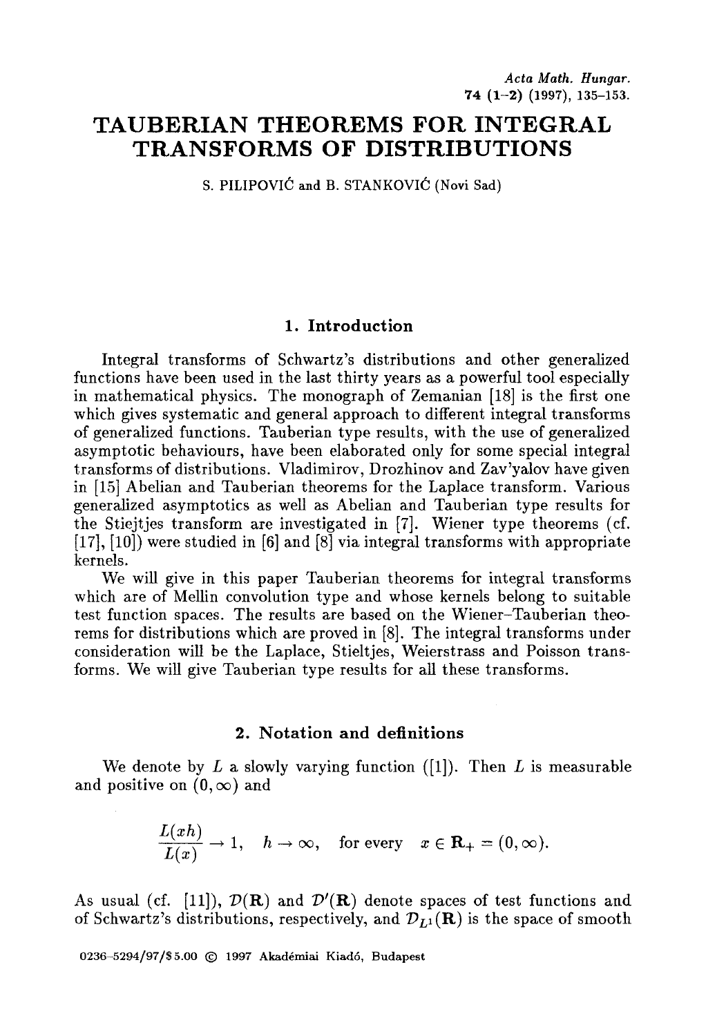# TAUBERIAN THEOREMS FOR INTEGRAL TRANSFORMS OF DISTRIBUTIONS

S. PILIPOVIĆ and B. STANKOVIĆ (Novi Sad)

## 1. Introduction

Integral transforms of Schwartz's distributions and other generalized functions have been used in the last thirty years as a powerful tool especially in mathematical physics. The monograph of Zemanian [18] is the first one which gives systematic and general approach to different integral transforms of generalized functions. Tauberian type results, with the use of generalized asymptotic behaviours, have been elaborated only for some special integral transforms of distributions. Vladimirov, Drozhinov and Zav'yalov have given in [15] Abelian and Tauberian theorems for the Laplace transform. Various generalized asymptotics as well as Abelian and Tauberian type results for the Stiejtjes transform are investigated in [7]. Wiener type theorems (cf. [17], [10]) were studied in [6] and [8] via integral transforms with appropriate kernels.

We will give in this paper Tauberian theorems for integral transforms which are of Mellin convolution type and whose kernels belong to suitable test function spaces. The results are based on the Wiener–Tauberian theorems for distributions which are proved in [8]. The integral transforms under consideration will be the Laplace, Stieltjes, Weierstrass and Poisson transforms. We will give Tauberian type results for all these transforms.

## 2. Notation and definitions

We denote by $L$ a slowly varying function ([1]). Then $L$ is measurable and positive on $(0,\infty)$ and

$$\frac{L(xh)}{L(x)} \to 1, \quad h \to \infty, \quad \text{for every} \quad x \in \mathbf{R}_+ = (0,\infty).$$

As usual (cf. [11]), $\mathcal{D}(\mathbf{R})$ and $\mathcal{D}'(\mathbf{R})$ denote spaces of test functions and of Schwartz's distributions, respectively, and $\mathcal{D}_{L^1}(\mathbf{R})$ is the space of smooth

0236–5294/97/$5.00 © 1997 Akadémiai Kiadó, Budapest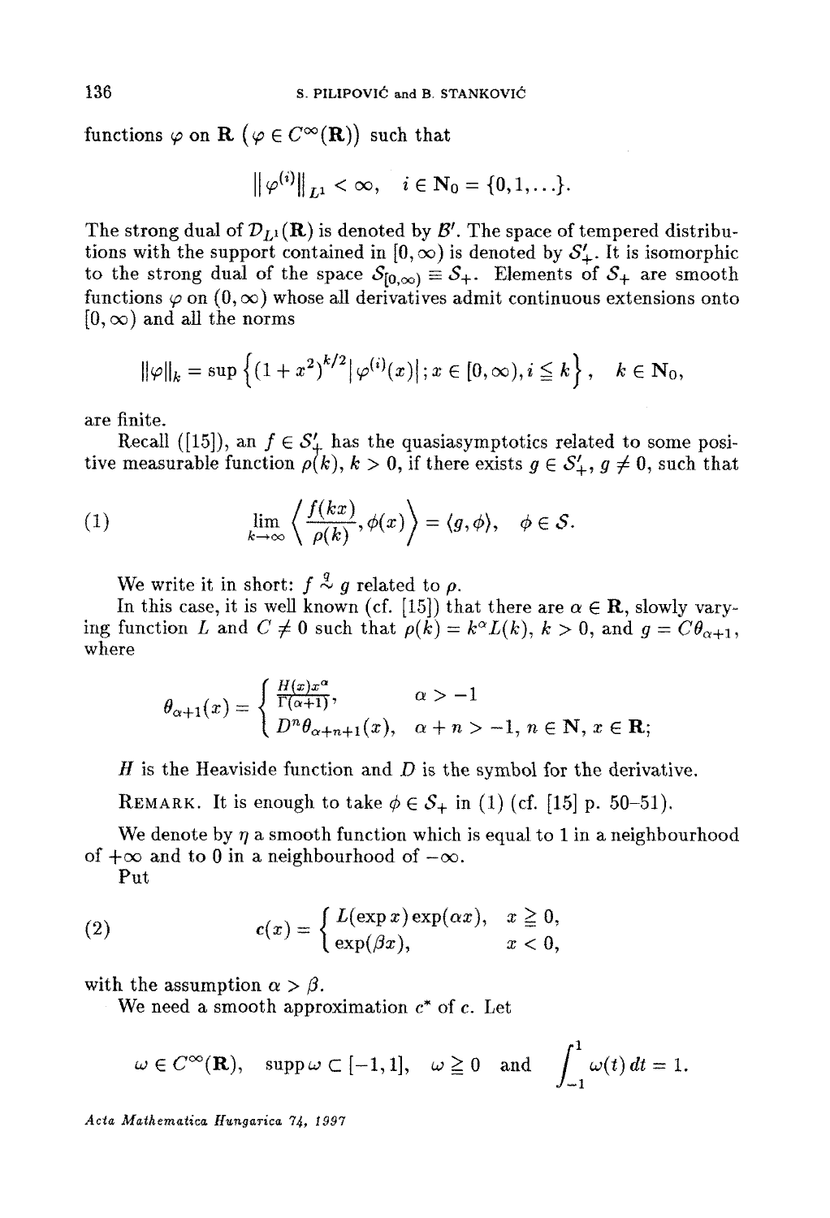functions $\varphi$ on $\mathbf{R}$ $(\varphi \in C^\infty(\mathbf{R}))$ such that

$$\|\varphi^{(i)}\|_{L^1} < \infty, \quad i \in \mathbf{N}_0 = \{0, 1, \dots\}.$$

The strong dual of $\mathcal{D}_{L^1}(\mathbf{R})$ is denoted by $\mathcal{B}'$. The space of tempered distributions with the support contained in $[0, \infty)$ is denoted by $\mathcal{S}'_+$. It is isomorphic to the strong dual of the space $\mathcal{S}_{[0,\infty)} \equiv \mathcal{S}_+$. Elements of $\mathcal{S}_+$ are smooth functions $\varphi$ on $(0, \infty)$ whose all derivatives admit continuous extensions onto $[0, \infty)$ and all the norms

$$\|\varphi\|_k = \sup\left\{(1 + x^2)^{k/2} |\varphi^{(i)}(x)|; x \in [0, \infty), i \leqq k\right\}, \quad k \in \mathbf{N}_0,$$

are finite.

Recall ([15]), an $f \in \mathcal{S}'_+$ has the quasiasymptotics related to some positive measurable function $\rho(k)$, $k > 0$, if there exists $g \in \mathcal{S}'_+$, $g \neq 0$, such that

$$\lim_{k \to \infty} \left\langle \frac{f(kx)}{\rho(k)}, \phi(x) \right\rangle = \langle g, \phi \rangle, \quad \phi \in \mathcal{S}. \tag{1}$$

We write it in short: $f \overset{q}{\sim} g$ related to $\rho$.

In this case, it is well known (cf. [15]) that there are $\alpha \in \mathbf{R}$, slowly varying function $L$ and $C \neq 0$ such that $\rho(k) = k^\alpha L(k)$, $k > 0$, and $g = C\theta_{\alpha+1}$, where

$$\theta_{\alpha+1}(x) = \begin{cases} \frac{H(x)x^\alpha}{\Gamma(\alpha+1)}, & \alpha > -1 \\ D^n \theta_{\alpha+n+1}(x), & \alpha + n > -1, n \in \mathbf{N}, x \in \mathbf{R}; \end{cases}$$

$H$ is the Heaviside function and $D$ is the symbol for the derivative.

REMARK. It is enough to take $\phi \in \mathcal{S}_+$ in (1) (cf. [15] p. 50–51).

We denote by $\eta$ a smooth function which is equal to 1 in a neighbourhood of $+\infty$ and to 0 in a neighbourhood of $-\infty$.

Put

$$c(x) = \begin{cases} L(\exp x)\exp(\alpha x), & x \geqq 0, \\ \exp(\beta x), & x < 0, \end{cases} \tag{2}$$

with the assumption $\alpha > \beta$.

We need a smooth approximation $c^*$ of $c$. Let

$$\omega \in C^\infty(\mathbf{R}), \quad \operatorname{supp} \omega \subset [-1, 1], \quad \omega \geqq 0 \quad \text{and} \quad \int_{-1}^{1} \omega(t)\, dt = 1.$$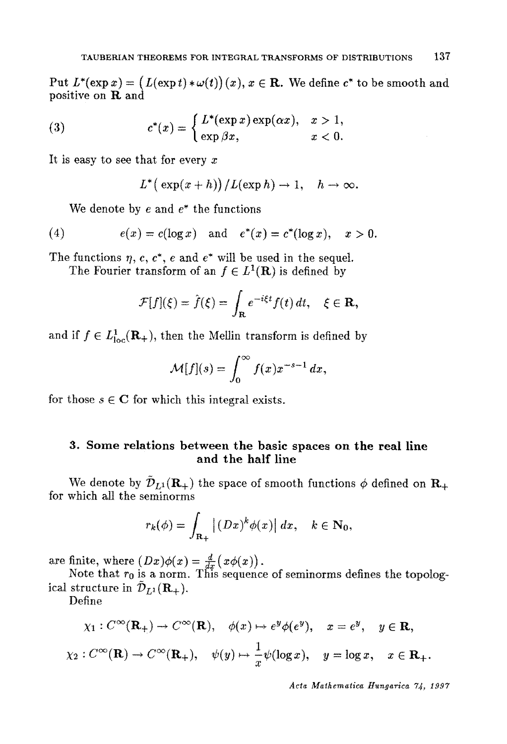Put $L^*(\exp x) = \big(L(\exp t) * \omega(t)\big)(x)$, $x \in \mathbf{R}$. We define $c^*$ to be smooth and positive on $\mathbf{R}$ and

$$
c^*(x) = \begin{cases} L^*(\exp x)\exp(\alpha x), & x > 1, \\ \exp \beta x, & x < 0. \end{cases} \tag{3}
$$

It is easy to see that for every $x$

$$
L^*\big(\exp(x+h)\big)/L(\exp h) \to 1, \quad h \to \infty.
$$

We denote by $e$ and $e^*$ the functions

$$
e(x) = c(\log x) \quad \text{and} \quad e^*(x) = c^*(\log x), \quad x > 0. \tag{4}
$$

The functions $\eta$, $c$, $c^*$, $e$ and $e^*$ will be used in the sequel.

The Fourier transform of an $f \in L^1(\mathbf{R})$ is defined by

$$
\mathcal{F}[f](\xi) = \hat{f}(\xi) = \int_{\mathbf{R}} e^{-i\xi t} f(t)\, dt, \quad \xi \in \mathbf{R},
$$

and if $f \in L^1_{\mathrm{loc}}(\mathbf{R}_+)$, then the Mellin transform is defined by

$$
\mathcal{M}[f](s) = \int_0^\infty f(x) x^{-s-1}\, dx,
$$

for those $s \in \mathbf{C}$ for which this integral exists.

## 3. Some relations between the basic spaces on the real line and the half line

We denote by $\tilde{\mathcal{D}}_{L^1}(\mathbf{R}_+)$ the space of smooth functions $\phi$ defined on $\mathbf{R}_+$ for which all the seminorms

$$
r_k(\phi) = \int_{\mathbf{R}_+} \big|(Dx)^k \phi(x)\big|\, dx, \quad k \in \mathbf{N}_0,
$$

are finite, where $(Dx)\phi(x) = \frac{d}{dx}\big(x\phi(x)\big)$.

Note that $r_0$ is a norm. This sequence of seminorms defines the topological structure in $\tilde{\mathcal{D}}_{L^1}(\mathbf{R}_+)$.

Define

$$
\chi_1 : C^\infty(\mathbf{R}_+) \to C^\infty(\mathbf{R}), \quad \phi(x) \mapsto e^y \phi(e^y), \quad x = e^y, \quad y \in \mathbf{R},
$$

$$
\chi_2 : C^\infty(\mathbf{R}) \to C^\infty(\mathbf{R}_+), \quad \psi(y) \mapsto \frac{1}{x}\psi(\log x), \quad y = \log x, \quad x \in \mathbf{R}_+.
$$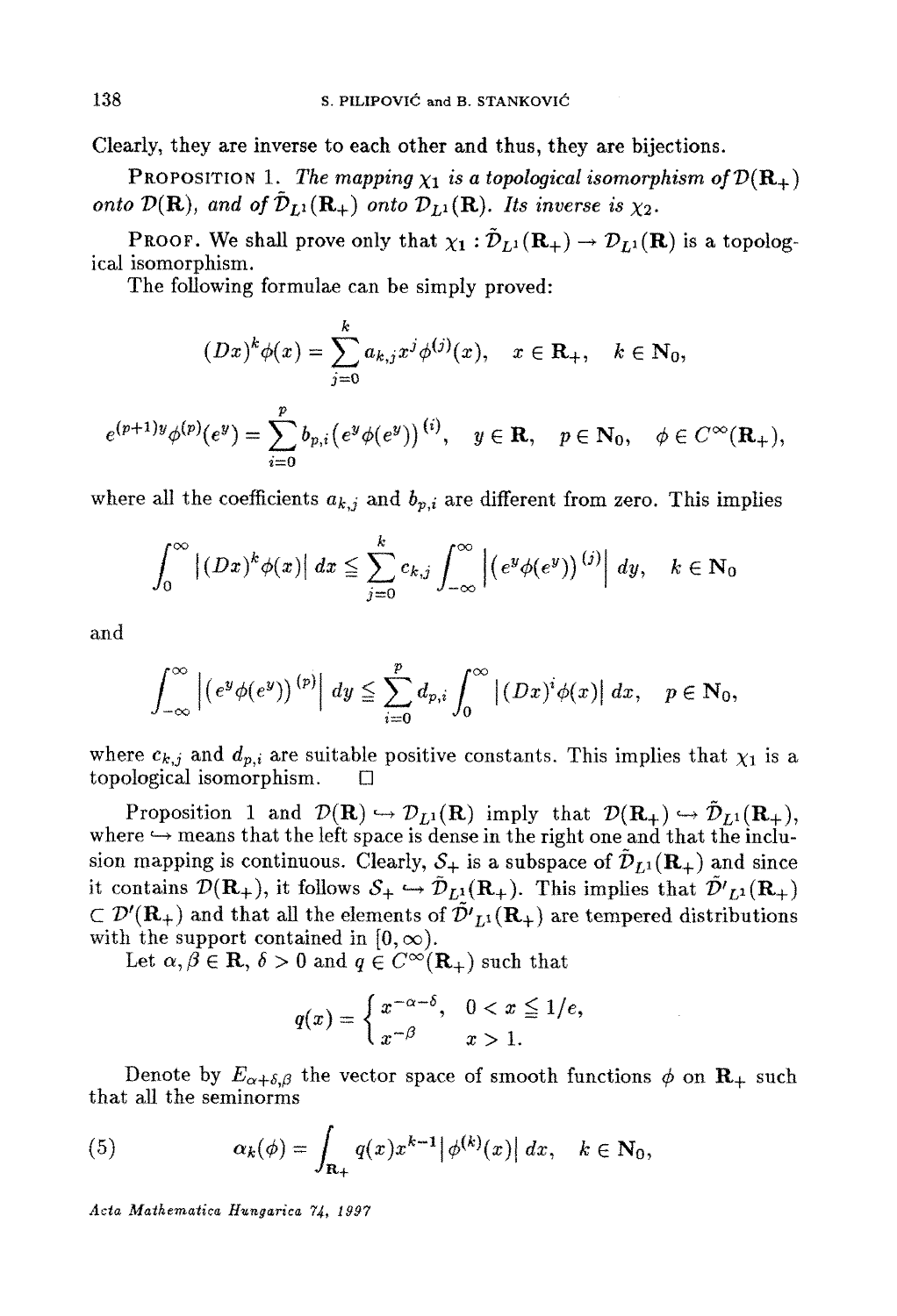Clearly, they are inverse to each other and thus, they are bijections.

**Proposition 1.** *The mapping $\chi_1$ is a topological isomorphism of $\mathcal{D}(\mathbf{R}_+)$ onto $\mathcal{D}(\mathbf{R})$, and of $\tilde{\mathcal{D}}_{L^1}(\mathbf{R}_+)$ onto $\mathcal{D}_{L^1}(\mathbf{R})$. Its inverse is $\chi_2$.*

**Proof.** We shall prove only that $\chi_1 : \tilde{\mathcal{D}}_{L^1}(\mathbf{R}_+) \to \mathcal{D}_{L^1}(\mathbf{R})$ is a topological isomorphism.

The following formulae can be simply proved:

$$(Dx)^k \phi(x) = \sum_{j=0}^{k} a_{k,j} x^j \phi^{(j)}(x), \quad x \in \mathbf{R}_+, \quad k \in \mathbf{N}_0,$$

$$e^{(p+1)y} \phi^{(p)}(e^y) = \sum_{i=0}^{p} b_{p,i} \big(e^y \phi(e^y)\big)^{(i)}, \quad y \in \mathbf{R}, \quad p \in \mathbf{N}_0, \quad \phi \in C^\infty(\mathbf{R}_+),$$

where all the coefficients $a_{k,j}$ and $b_{p,i}$ are different from zero. This implies

$$\int_0^\infty \left|(Dx)^k \phi(x)\right| dx \leqq \sum_{j=0}^{k} c_{k,j} \int_{-\infty}^{\infty} \left| \big(e^y \phi(e^y)\big)^{(j)} \right| dy, \quad k \in \mathbf{N}_0$$

and

$$\int_{-\infty}^{\infty} \left| \big(e^y \phi(e^y)\big)^{(p)} \right| dy \leqq \sum_{i=0}^{p} d_{p,i} \int_0^\infty \left|(Dx)^i \phi(x)\right| dx, \quad p \in \mathbf{N}_0,$$

where $c_{k,j}$ and $d_{p,i}$ are suitable positive constants. This implies that $\chi_1$ is a topological isomorphism. □

Proposition 1 and $\mathcal{D}(\mathbf{R}) \hookrightarrow \mathcal{D}_{L^1}(\mathbf{R})$ imply that $\mathcal{D}(\mathbf{R}_+) \hookrightarrow \tilde{\mathcal{D}}_{L^1}(\mathbf{R}_+)$, where $\hookrightarrow$ means that the left space is dense in the right one and that the inclusion mapping is continuous. Clearly, $\mathcal{S}_+$ is a subspace of $\tilde{\mathcal{D}}_{L^1}(\mathbf{R}_+)$ and since it contains $\mathcal{D}(\mathbf{R}_+)$, it follows $\mathcal{S}_+ \hookrightarrow \tilde{\mathcal{D}}_{L^1}(\mathbf{R}_+)$. This implies that $\tilde{\mathcal{D}}'_{L^1}(\mathbf{R}_+) \subset \mathcal{D}'(\mathbf{R}_+)$ and that all the elements of $\tilde{\mathcal{D}}'_{L^1}(\mathbf{R}_+)$ are tempered distributions with the support contained in $[0, \infty)$.

Let $\alpha, \beta \in \mathbf{R}$, $\delta > 0$ and $q \in C^\infty(\mathbf{R}_+)$ such that

$$q(x) = \begin{cases} x^{-\alpha-\delta}, & 0 < x \leqq 1/e, \\ x^{-\beta} & x > 1. \end{cases}$$

Denote by $E_{\alpha+\delta,\beta}$ the vector space of smooth functions $\phi$ on $\mathbf{R}_+$ such that all the seminorms

$$\alpha_k(\phi) = \int_{\mathbf{R}_+} q(x) x^{k-1} \left|\phi^{(k)}(x)\right| dx, \quad k \in \mathbf{N}_0, \tag{5}$$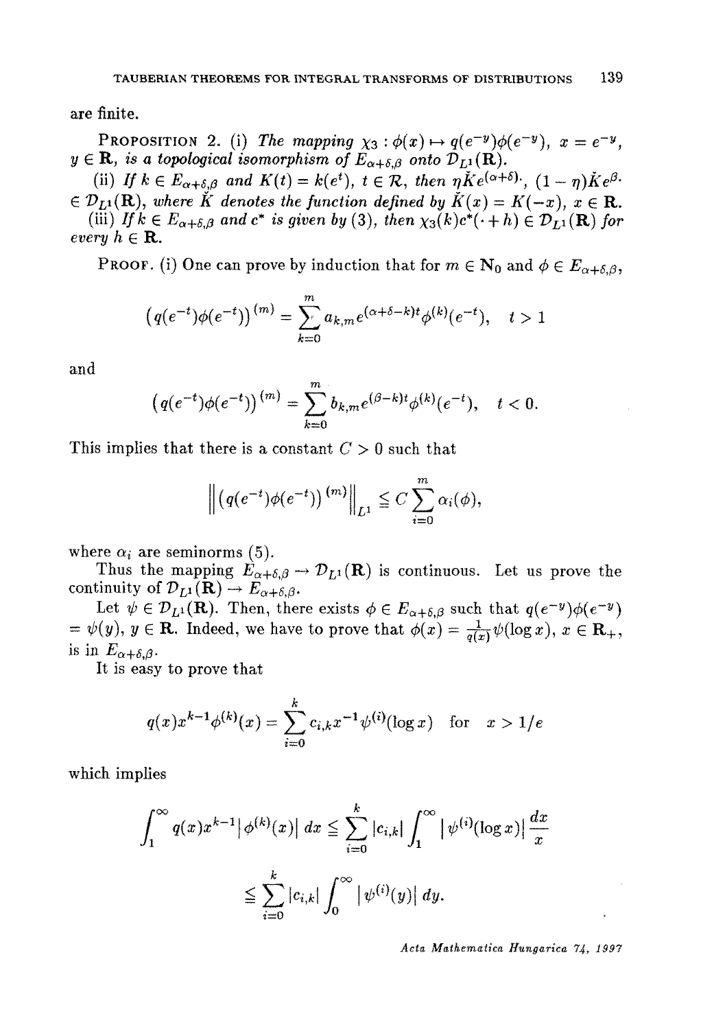are finite.

**Proposition 2.** (i) *The mapping $\chi_3 : \phi(x) \mapsto q(e^{-y})\phi(e^{-y})$, $x = e^{-y}$, $y \in \mathbf{R}$, is a topological isomorphism of $E_{\alpha+\delta,\beta}$ onto $\mathcal{D}_{L^1}(\mathbf{R})$.*

(ii) *If $k \in E_{\alpha+\delta,\beta}$ and $K(t) = k(e^t)$, $t \in \mathcal{R}$, then $\eta \check{K} e^{(\alpha+\delta)\cdot}$, $(1-\eta)\check{K}e^{\beta\cdot} \in \mathcal{D}_{L^1}(\mathbf{R})$, where $\check{K}$ denotes the function defined by $\check{K}(x) = K(-x)$, $x \in \mathbf{R}$.*

(iii) *If $k \in E_{\alpha+\delta,\beta}$ and $c^*$ is given by (3), then $\chi_3(k)c^*(\cdot + h) \in \mathcal{D}_{L^1}(\mathbf{R})$ for every $h \in \mathbf{R}$.*

Proof. (i) One can prove by induction that for $m \in \mathbf{N}_0$ and $\phi \in E_{\alpha+\delta,\beta}$,

$$\left(q(e^{-t})\phi(e^{-t})\right)^{(m)} = \sum_{k=0}^{m} a_{k,m} e^{(\alpha+\delta-k)t}\phi^{(k)}(e^{-t}), \quad t > 1$$

and

$$\left(q(e^{-t})\phi(e^{-t})\right)^{(m)} = \sum_{k=0}^{m} b_{k,m} e^{(\beta-k)t}\phi^{(k)}(e^{-t}), \quad t < 0.$$

This implies that there is a constant $C > 0$ such that

$$\left\| \left(q(e^{-t})\phi(e^{-t})\right)^{(m)} \right\|_{L^1} \leqq C \sum_{i=0}^{m} \alpha_i(\phi),$$

where $\alpha_i$ are seminorms (5).

Thus the mapping $E_{\alpha+\delta,\beta} \to \mathcal{D}_{L^1}(\mathbf{R})$ is continuous. Let us prove the continuity of $\mathcal{D}_{L^1}(\mathbf{R}) \to E_{\alpha+\delta,\beta}$.

Let $\psi \in \mathcal{D}_{L^1}(\mathbf{R})$. Then, there exists $\phi \in E_{\alpha+\delta,\beta}$ such that $q(e^{-y})\phi(e^{-y}) = \psi(y)$, $y \in \mathbf{R}$. Indeed, we have to prove that $\phi(x) = \frac{1}{q(x)}\psi(\log x)$, $x \in \mathbf{R}_+$, is in $E_{\alpha+\delta,\beta}$.

It is easy to prove that

$$q(x)x^{k-1}\phi^{(k)}(x) = \sum_{i=0}^{k} c_{i,k} x^{-1} \psi^{(i)}(\log x) \quad \text{for} \quad x > 1/e$$

which implies

$$\int_1^\infty q(x)x^{k-1}\left|\phi^{(k)}(x)\right| dx \leqq \sum_{i=0}^{k} |c_{i,k}| \int_1^\infty \left|\psi^{(i)}(\log x)\right| \frac{dx}{x}$$

$$\leqq \sum_{i=0}^{k} |c_{i,k}| \int_0^\infty \left|\psi^{(i)}(y)\right| dy.$$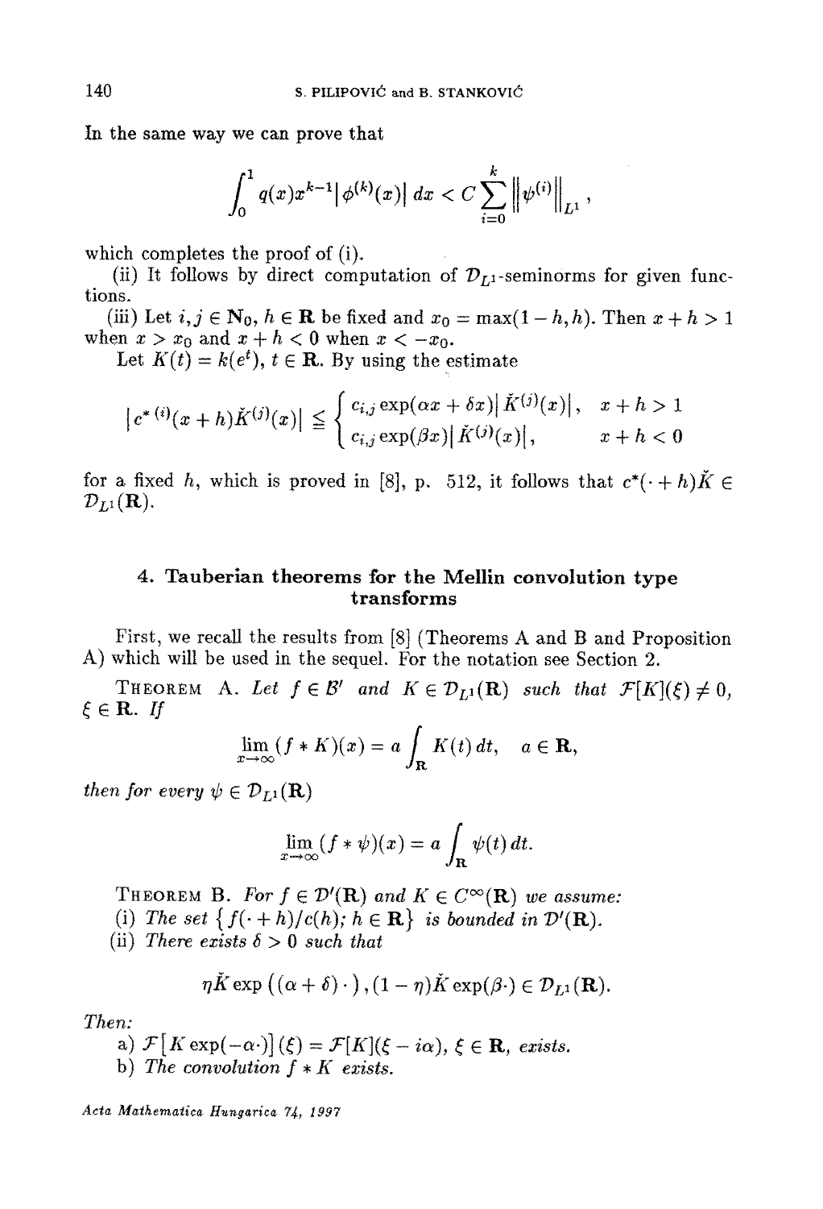In the same way we can prove that

$$\int_0^1 q(x)x^{k-1}\left|\phi^{(k)}(x)\right| dx < C\sum_{i=0}^{k}\left\|\psi^{(i)}\right\|_{L^1},$$

which completes the proof of (i).

(ii) It follows by direct computation of $\mathcal{D}_{L^1}$-seminorms for given functions.

(iii) Let $i, j \in \mathbf{N}_0$, $h \in \mathbf{R}$ be fixed and $x_0 = \max(1-h, h)$. Then $x + h > 1$ when $x > x_0$ and $x + h < 0$ when $x < -x_0$.

Let $K(t) = k(e^t)$, $t \in \mathbf{R}$. By using the estimate

$$\left|c^{*\,(i)}(x+h)\check{K}^{(j)}(x)\right| \leqq \begin{cases} c_{i,j}\exp(\alpha x + \delta x)\left|\check{K}^{(j)}(x)\right|, & x+h>1 \\ c_{i,j}\exp(\beta x)\left|\check{K}^{(j)}(x)\right|, & x+h<0 \end{cases}$$

for a fixed $h$, which is proved in [8], p. 512, it follows that $c^*(\cdot + h)\check{K} \in \mathcal{D}_{L^1}(\mathbf{R})$.

## 4. Tauberian theorems for the Mellin convolution type transforms

First, we recall the results from [8] (Theorems A and B and Proposition A) which will be used in the sequel. For the notation see Section 2.

THEOREM A. *Let $f \in \mathcal{B}'$ and $K \in \mathcal{D}_{L^1}(\mathbf{R})$ such that $\mathcal{F}[K](\xi) \neq 0$, $\xi \in \mathbf{R}$. If*

$$\lim_{x\to\infty}(f * K)(x) = a\int_{\mathbf{R}} K(t)\,dt, \quad a \in \mathbf{R},$$

*then for every $\psi \in \mathcal{D}_{L^1}(\mathbf{R})$*

$$\lim_{x\to\infty}(f * \psi)(x) = a\int_{\mathbf{R}} \psi(t)\,dt.$$

THEOREM B. *For $f \in \mathcal{D}'(\mathbf{R})$ and $K \in C^\infty(\mathbf{R})$ we assume:*

(i) *The set $\{f(\cdot + h)/c(h);\, h \in \mathbf{R}\}$ is bounded in $\mathcal{D}'(\mathbf{R})$.*

(ii) *There exists $\delta > 0$ such that*

$$\eta\check{K}\exp\big((\alpha+\delta)\,\cdot\,\big), (1-\eta)\check{K}\exp(\beta\cdot) \in \mathcal{D}_{L^1}(\mathbf{R}).$$

*Then:*

a) *$\mathcal{F}\big[K\exp(-\alpha\cdot)\big](\xi) = \mathcal{F}[K](\xi - i\alpha)$, $\xi \in \mathbf{R}$, exists.*

b) *The convolution $f * K$ exists.*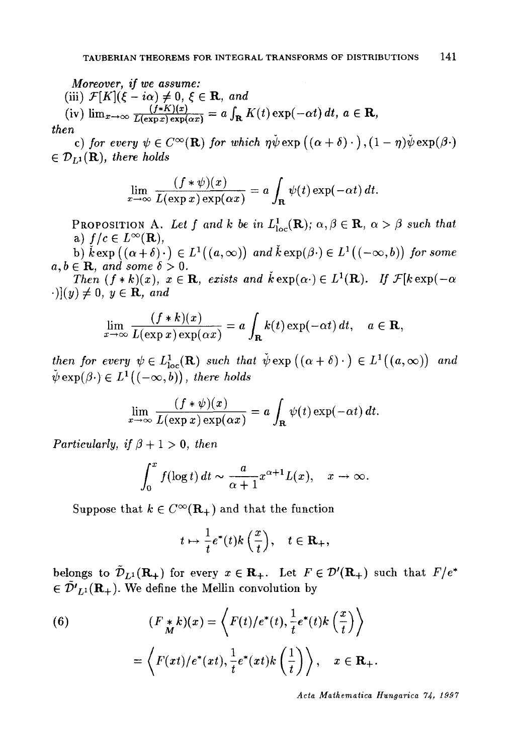*Moreover, if we assume:*

(iii) $\mathcal{F}[K](\xi - i\alpha) \neq 0$, $\xi \in \mathbf{R}$, *and*

(iv) $\lim_{x\to\infty} \frac{(f*K)(x)}{L(\exp x)\exp(\alpha x)} = a \int_{\mathbf{R}} K(t)\exp(-\alpha t)\,dt$, $a \in \mathbf{R}$,

*then*

c) *for every* $\psi \in C^\infty(\mathbf{R})$ *for which* $\eta\check{\psi}\exp\big((\alpha+\delta)\cdot\big), (1-\eta)\check{\psi}\exp(\beta\cdot) \in \mathcal{D}_{L^1}(\mathbf{R})$, *there holds*

$$\lim_{x\to\infty} \frac{(f*\psi)(x)}{L(\exp x)\exp(\alpha x)} = a\int_{\mathbf{R}} \psi(t)\exp(-\alpha t)\,dt.$$

Proposition A. *Let $f$ and $k$ be in $L^1_{\mathrm{loc}}(\mathbf{R})$; $\alpha, \beta \in \mathbf{R}$, $\alpha > \beta$ such that*

a) $f/c \in L^\infty(\mathbf{R})$,

b) $\check{k}\exp\big((\alpha+\delta)\cdot\big) \in L^1\big((a,\infty)\big)$ *and* $\check{k}\exp(\beta\cdot) \in L^1\big((-\infty,b)\big)$ *for some* $a, b \in \mathbf{R}$, *and some* $\delta > 0$.

*Then $(f*k)(x)$, $x \in \mathbf{R}$, exists and $\check{k}\exp(\alpha\cdot) \in L^1(\mathbf{R})$. If $\mathcal{F}[k\exp(-\alpha\,\cdot)](y) \neq 0$, $y \in \mathbf{R}$, and*

$$\lim_{x\to\infty} \frac{(f*k)(x)}{L(\exp x)\exp(\alpha x)} = a\int_{\mathbf{R}} k(t)\exp(-\alpha t)\,dt, \quad a \in \mathbf{R},$$

*then for every $\psi \in L^1_{\mathrm{loc}}(\mathbf{R})$ such that $\check{\psi}\exp\big((\alpha+\delta)\cdot\big) \in L^1\big((a,\infty)\big)$ and $\check{\psi}\exp(\beta\cdot) \in L^1\big((-\infty,b)\big)$, there holds*

$$\lim_{x\to\infty} \frac{(f*\psi)(x)}{L(\exp x)\exp(\alpha x)} = a\int_{\mathbf{R}} \psi(t)\exp(-\alpha t)\,dt.$$

*Particularly, if $\beta + 1 > 0$, then*

$$\int_0^x f(\log t)\,dt \sim \frac{a}{\alpha+1}x^{\alpha+1}L(x), \quad x \to \infty.$$

Suppose that $k \in C^\infty(\mathbf{R}_+)$ and that the function

$$t \mapsto \frac{1}{t}e^*(t)k\Big(\frac{x}{t}\Big), \quad t \in \mathbf{R}_+,$$

belongs to $\tilde{\mathcal{D}}_{L^1}(\mathbf{R}_+)$ for every $x \in \mathbf{R}_+$. Let $F \in \mathcal{D}'(\mathbf{R}_+)$ such that $F/e^* \in \tilde{\mathcal{D}}'_{L^1}(\mathbf{R}_+)$. We define the Mellin convolution by

$$(6) \qquad (F \underset{M}{*} k)(x) = \Big\langle F(t)/e^*(t), \frac{1}{t}e^*(t)k\Big(\frac{x}{t}\Big)\Big\rangle$$

$$= \Big\langle F(xt)/e^*(xt), \frac{1}{t}e^*(xt)k\Big(\frac{1}{t}\Big)\Big\rangle, \quad x \in \mathbf{R}_+.$$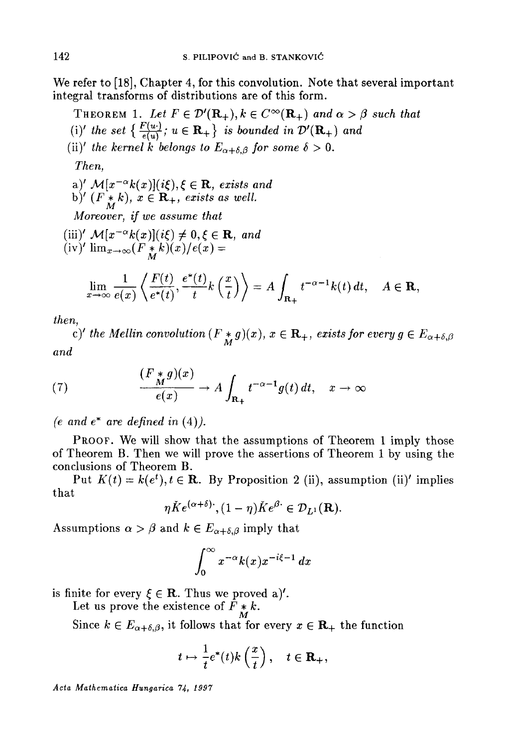We refer to [18], Chapter 4, for this convolution. Note that several important integral transforms of distributions are of this form.

THEOREM 1. *Let $F \in \mathcal{D}'(\mathbf{R}_+)$, $k \in C^\infty(\mathbf{R}_+)$ and $\alpha > \beta$ such that*

(i)′ *the set $\left\{ \frac{F(u\cdot)}{e(u)};\, u \in \mathbf{R}_+ \right\}$ is bounded in $\mathcal{D}'(\mathbf{R}_+)$ and*

(ii)′ *the kernel $k$ belongs to $E_{\alpha+\delta,\beta}$ for some $\delta > 0$.*

*Then,*

a)′ $\mathcal{M}[x^{-\alpha}k(x)](i\xi), \xi \in \mathbf{R}$, *exists and*

b)′ $(F \underset{M}{*} k)$, $x \in \mathbf{R}_+$, *exists as well.*

*Moreover, if we assume that*

(iii)′ $\mathcal{M}[x^{-\alpha}k(x)](i\xi) \neq 0, \xi \in \mathbf{R}$, *and*

(iv)′ $\lim_{x\to\infty}(F \underset{M}{*} k)(x)/e(x) =$

$$\lim_{x\to\infty} \frac{1}{e(x)} \left\langle \frac{F(t)}{e^*(t)}, \frac{e^*(t)}{t} k\left(\frac{x}{t}\right) \right\rangle = A \int_{\mathbf{R}_+} t^{-\alpha-1} k(t)\, dt, \quad A \in \mathbf{R},$$

*then,*

c)′ *the Mellin convolution $(F \underset{M}{*} g)(x)$, $x \in \mathbf{R}_+$, exists for every $g \in E_{\alpha+\delta,\beta}$ and*

$$\frac{(F \underset{M}{*} g)(x)}{e(x)} \to A \int_{\mathbf{R}_+} t^{-\alpha-1} g(t)\, dt, \quad x \to \infty \tag{7}$$

*($e$ and $e^*$ are defined in (4)).*

PROOF. We will show that the assumptions of Theorem 1 imply those of Theorem B. Then we will prove the assertions of Theorem 1 by using the conclusions of Theorem B.

Put $K(t) = k(e^t), t \in \mathbf{R}$. By Proposition 2 (ii), assumption (ii)′ implies that

$$\eta \check{K} e^{(\alpha+\delta)\cdot}, (1-\eta)\check{K} e^{\beta\cdot} \in \mathcal{D}_{L^1}(\mathbf{R}).$$

Assumptions $\alpha > \beta$ and $k \in E_{\alpha+\delta,\beta}$ imply that

$$\int_0^\infty x^{-\alpha} k(x) x^{-i\xi-1}\, dx$$

is finite for every $\xi \in \mathbf{R}$. Thus we proved a)′.

Let us prove the existence of $F \underset{M}{*} k$.

Since $k \in E_{\alpha+\delta,\beta}$, it follows that for every $x \in \mathbf{R}_+$ the function

$$t \mapsto \frac{1}{t} e^*(t) k\left(\frac{x}{t}\right), \quad t \in \mathbf{R}_+,$$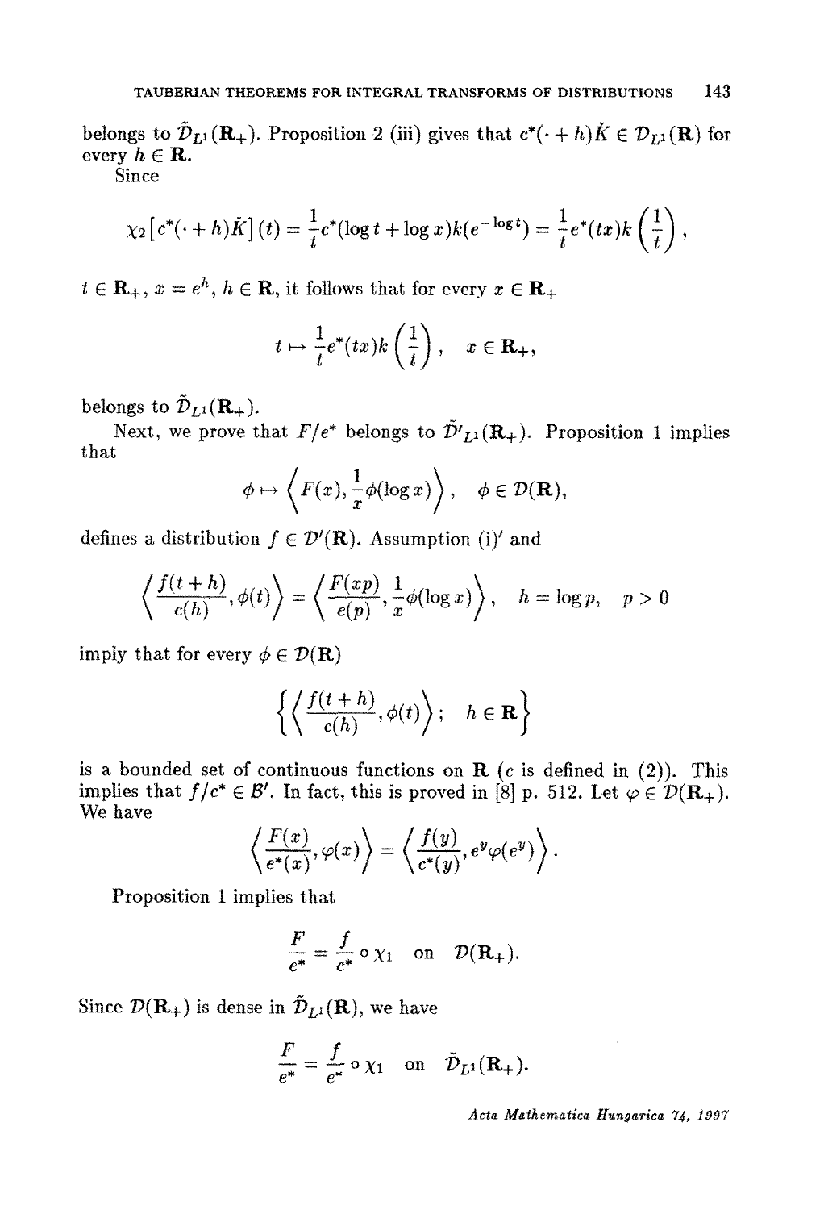belongs to $\tilde{\mathcal{D}}_{L^1}(\mathbf{R}_+)$. Proposition 2 (iii) gives that $c^*(\cdot + h)\check{K} \in \mathcal{D}_{L^1}(\mathbf{R})$ for every $h \in \mathbf{R}$.

Since

$$\chi_2\left[c^*(\cdot + h)\check{K}\right](t) = \frac{1}{t}c^*(\log t + \log x)k(e^{-\log t}) = \frac{1}{t}e^*(tx)k\left(\frac{1}{t}\right),$$

$t \in \mathbf{R}_+$, $x = e^h$, $h \in \mathbf{R}$, it follows that for every $x \in \mathbf{R}_+$

$$t \mapsto \frac{1}{t}e^*(tx)k\left(\frac{1}{t}\right), \quad x \in \mathbf{R}_+,$$

belongs to $\tilde{\mathcal{D}}_{L^1}(\mathbf{R}_+)$.

Next, we prove that $F/e^*$ belongs to $\tilde{\mathcal{D}}'_{L^1}(\mathbf{R}_+)$. Proposition 1 implies that

$$\phi \mapsto \left\langle F(x), \frac{1}{x}\phi(\log x)\right\rangle, \quad \phi \in \mathcal{D}(\mathbf{R}),$$

defines a distribution $f \in \mathcal{D}'(\mathbf{R})$. Assumption (i)$'$ and

$$\left\langle \frac{f(t+h)}{c(h)}, \phi(t)\right\rangle = \left\langle \frac{F(xp)}{e(p)}, \frac{1}{x}\phi(\log x)\right\rangle, \quad h = \log p, \quad p > 0$$

imply that for every $\phi \in \mathcal{D}(\mathbf{R})$

$$\left\{\left\langle \frac{f(t+h)}{c(h)}, \phi(t)\right\rangle; \quad h \in \mathbf{R}\right\}$$

is a bounded set of continuous functions on $\mathbf{R}$ ($c$ is defined in (2)). This implies that $f/c^* \in \mathcal{B}'$. In fact, this is proved in [8] p. 512. Let $\varphi \in \mathcal{D}(\mathbf{R}_+)$. We have

$$\left\langle \frac{F(x)}{e^*(x)}, \varphi(x)\right\rangle = \left\langle \frac{f(y)}{c^*(y)}, e^y\varphi(e^y)\right\rangle.$$

Proposition 1 implies that

$$\frac{F}{e^*} = \frac{f}{c^*} \circ \chi_1 \quad \text{on} \quad \mathcal{D}(\mathbf{R}_+).$$

Since $\mathcal{D}(\mathbf{R}_+)$ is dense in $\tilde{\mathcal{D}}_{L^1}(\mathbf{R})$, we have

$$\frac{F}{e^*} = \frac{f}{e^*} \circ \chi_1 \quad \text{on} \quad \tilde{\mathcal{D}}_{L^1}(\mathbf{R}_+).$$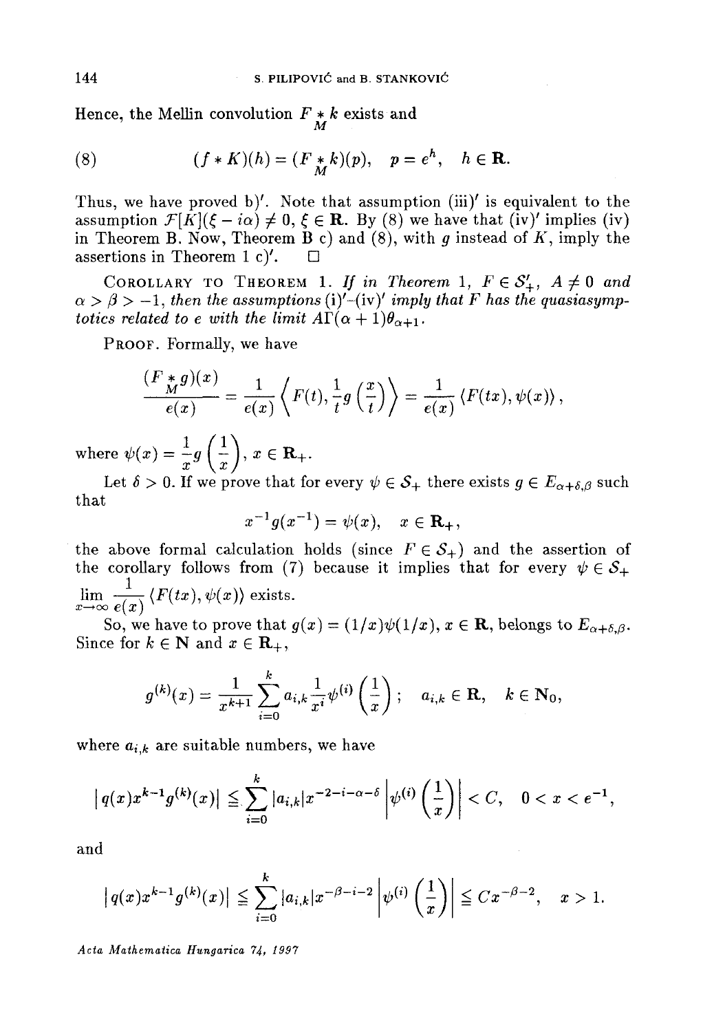Hence, the Mellin convolution $F \underset{M}{*} k$ exists and

$$(f * K)(h) = (F \underset{M}{*} k)(p), \quad p = e^h, \quad h \in \mathbf{R}. \tag{8}$$

Thus, we have proved b)′. Note that assumption (iii)′ is equivalent to the assumption $\mathcal{F}[K](\xi - i\alpha) \neq 0$, $\xi \in \mathbf{R}$. By (8) we have that (iv)′ implies (iv) in Theorem B. Now, Theorem B c) and (8), with $g$ instead of $K$, imply the assertions in Theorem 1 c)′. □

COROLLARY TO THEOREM 1. *If in Theorem 1, $F \in \mathcal{S}'_+$, $A \neq 0$ and $\alpha > \beta > -1$, then the assumptions* (i)′–(iv)′ *imply that $F$ has the quasiasymptotics related to $e$ with the limit $A\Gamma(\alpha+1)\theta_{\alpha+1}$.*

PROOF. Formally, we have

$$\frac{(F \underset{M}{*} g)(x)}{e(x)} = \frac{1}{e(x)} \left\langle F(t), \frac{1}{t} g\left(\frac{x}{t}\right) \right\rangle = \frac{1}{e(x)} \left\langle F(tx), \psi(x) \right\rangle,$$

where $\psi(x) = \dfrac{1}{x} g\left(\dfrac{1}{x}\right)$, $x \in \mathbf{R}_+$.

Let $\delta > 0$. If we prove that for every $\psi \in \mathcal{S}_+$ there exists $g \in E_{\alpha+\delta,\beta}$ such that

$$x^{-1} g(x^{-1}) = \psi(x), \quad x \in \mathbf{R}_+,$$

the above formal calculation holds (since $F \in \mathcal{S}_+$) and the assertion of the corollary follows from (7) because it implies that for every $\psi \in \mathcal{S}_+$ $\lim\limits_{x\to\infty} \dfrac{1}{e(x)} \langle F(tx), \psi(x) \rangle$ exists.

So, we have to prove that $g(x) = (1/x)\psi(1/x)$, $x \in \mathbf{R}$, belongs to $E_{\alpha+\delta,\beta}$. Since for $k \in \mathbf{N}$ and $x \in \mathbf{R}_+$,

$$g^{(k)}(x) = \frac{1}{x^{k+1}} \sum_{i=0}^{k} a_{i,k} \frac{1}{x^i} \psi^{(i)}\left(\frac{1}{x}\right); \quad a_{i,k} \in \mathbf{R}, \quad k \in \mathbf{N}_0,$$

where $a_{i,k}$ are suitable numbers, we have

$$\left| q(x) x^{k-1} g^{(k)}(x) \right| \leqq \sum_{i=0}^{k} |a_{i,k}| x^{-2-i-\alpha-\delta} \left| \psi^{(i)}\left(\frac{1}{x}\right) \right| < C, \quad 0 < x < e^{-1},$$

and

$$\left| q(x) x^{k-1} g^{(k)}(x) \right| \leqq \sum_{i=0}^{k} |a_{i,k}| x^{-\beta-i-2} \left| \psi^{(i)}\left(\frac{1}{x}\right) \right| \leqq C x^{-\beta-2}, \quad x > 1.$$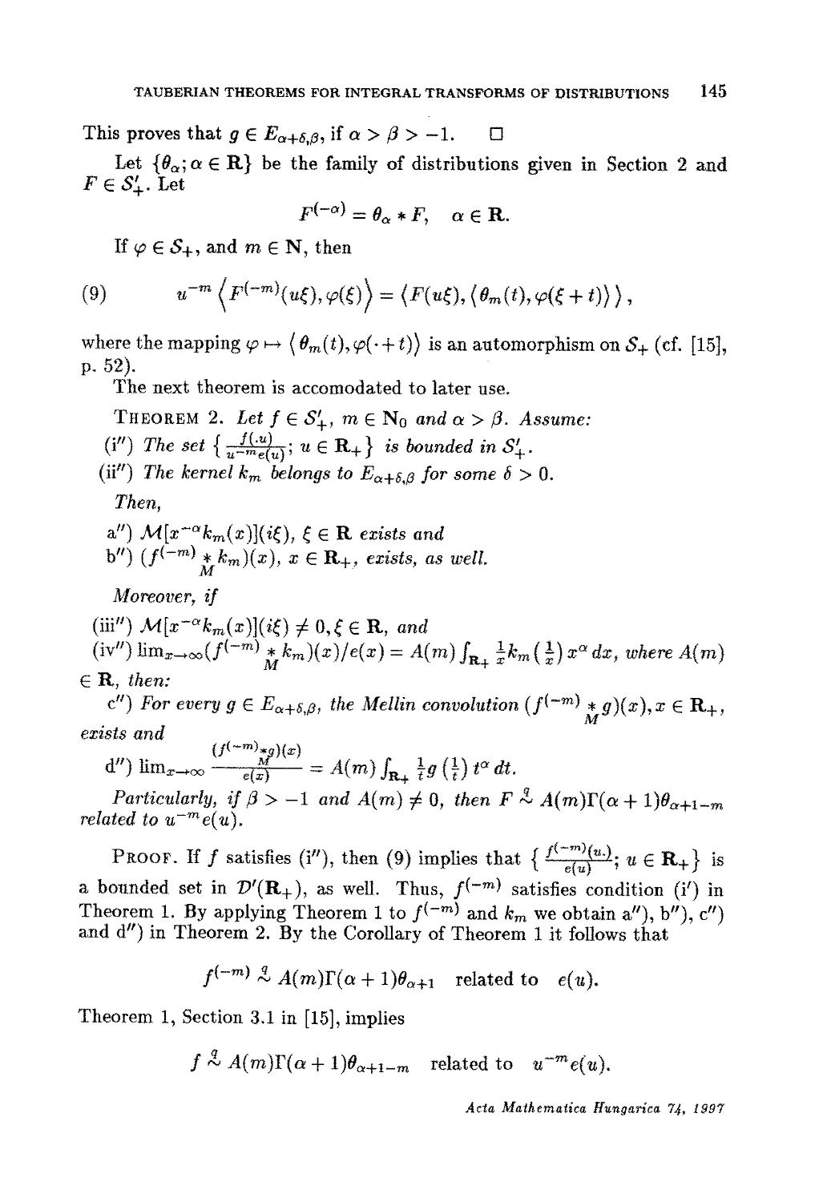This proves that $g \in E_{\alpha+\delta,\beta}$, if $\alpha > \beta > -1$. $\square$

Let $\{\theta_\alpha; \alpha \in \mathbf{R}\}$ be the family of distributions given in Section 2 and $F \in \mathcal{S}'_+$. Let

$$F^{(-\alpha)} = \theta_\alpha * F, \quad \alpha \in \mathbf{R}.$$

If $\varphi \in \mathcal{S}_+$, and $m \in \mathbf{N}$, then

$$u^{-m}\left\langle F^{(-m)}(u\xi), \varphi(\xi)\right\rangle = \left\langle F(u\xi), \left\langle \theta_m(t), \varphi(\xi + t)\right\rangle\right\rangle, \tag{9}$$

where the mapping $\varphi \mapsto \left\langle \theta_m(t), \varphi(\cdot + t)\right\rangle$ is an automorphism on $\mathcal{S}_+$ (cf. [15], p. 52).

The next theorem is accomodated to later use.

THEOREM 2. *Let $f \in \mathcal{S}'_+$, $m \in \mathbf{N}_0$ and $\alpha > \beta$. Assume:*

(i$''$) *The set $\left\{ \frac{f(.u)}{u^{-m}e(u)}; u \in \mathbf{R}_+ \right\}$ is bounded in $\mathcal{S}'_+$.*

(ii$''$) *The kernel $k_m$ belongs to $E_{\alpha+\delta,\beta}$ for some $\delta > 0$.*

*Then,*

a$''$) *$\mathcal{M}[x^{-\alpha}k_m(x)](i\xi)$, $\xi \in \mathbf{R}$ exists and*

b$''$) *$(f^{(-m)} \underset{M}{*} k_m)(x)$, $x \in \mathbf{R}_+$, exists, as well.*

*Moreover, if*

(iii$''$) *$\mathcal{M}[x^{-\alpha}k_m(x)](i\xi) \neq 0, \xi \in \mathbf{R}$, and*

(iv$''$) *$\lim_{x\to\infty}(f^{(-m)} \underset{M}{*} k_m)(x)/e(x) = A(m)\int_{\mathbf{R}_+} \frac{1}{x}k_m\left(\frac{1}{x}\right)x^\alpha\,dx$, where $A(m) \in \mathbf{R}$, then:*

c$''$) *For every $g \in E_{\alpha+\delta,\beta}$, the Mellin convolution $(f^{(-m)} \underset{M}{*} g)(x), x \in \mathbf{R}_+$, exists and*

d$''$) *$\lim_{x\to\infty} \frac{(f^{(-m)} \underset{M}{*} g)(x)}{e(x)} = A(m)\int_{\mathbf{R}_+} \frac{1}{t}g\left(\frac{1}{t}\right)t^\alpha\,dt$.*

*Particularly, if $\beta > -1$ and $A(m) \neq 0$, then $F \overset{q}{\sim} A(m)\Gamma(\alpha+1)\theta_{\alpha+1-m}$ related to $u^{-m}e(u)$.*

PROOF. If $f$ satisfies (i$''$), then (9) implies that $\left\{ \frac{f^{(-m)}(u.)}{e(u)}; u \in \mathbf{R}_+ \right\}$ is a bounded set in $\mathcal{D}'(\mathbf{R}_+)$, as well. Thus, $f^{(-m)}$ satisfies condition (i$'$) in Theorem 1. By applying Theorem 1 to $f^{(-m)}$ and $k_m$ we obtain a$''$), b$''$), c$''$) and d$''$) in Theorem 2. By the Corollary of Theorem 1 it follows that

$$f^{(-m)} \overset{q}{\sim} A(m)\Gamma(\alpha+1)\theta_{\alpha+1} \quad \text{related to} \quad e(u).$$

Theorem 1, Section 3.1 in [15], implies

$$f \overset{q}{\sim} A(m)\Gamma(\alpha+1)\theta_{\alpha+1-m} \quad \text{related to} \quad u^{-m}e(u).$$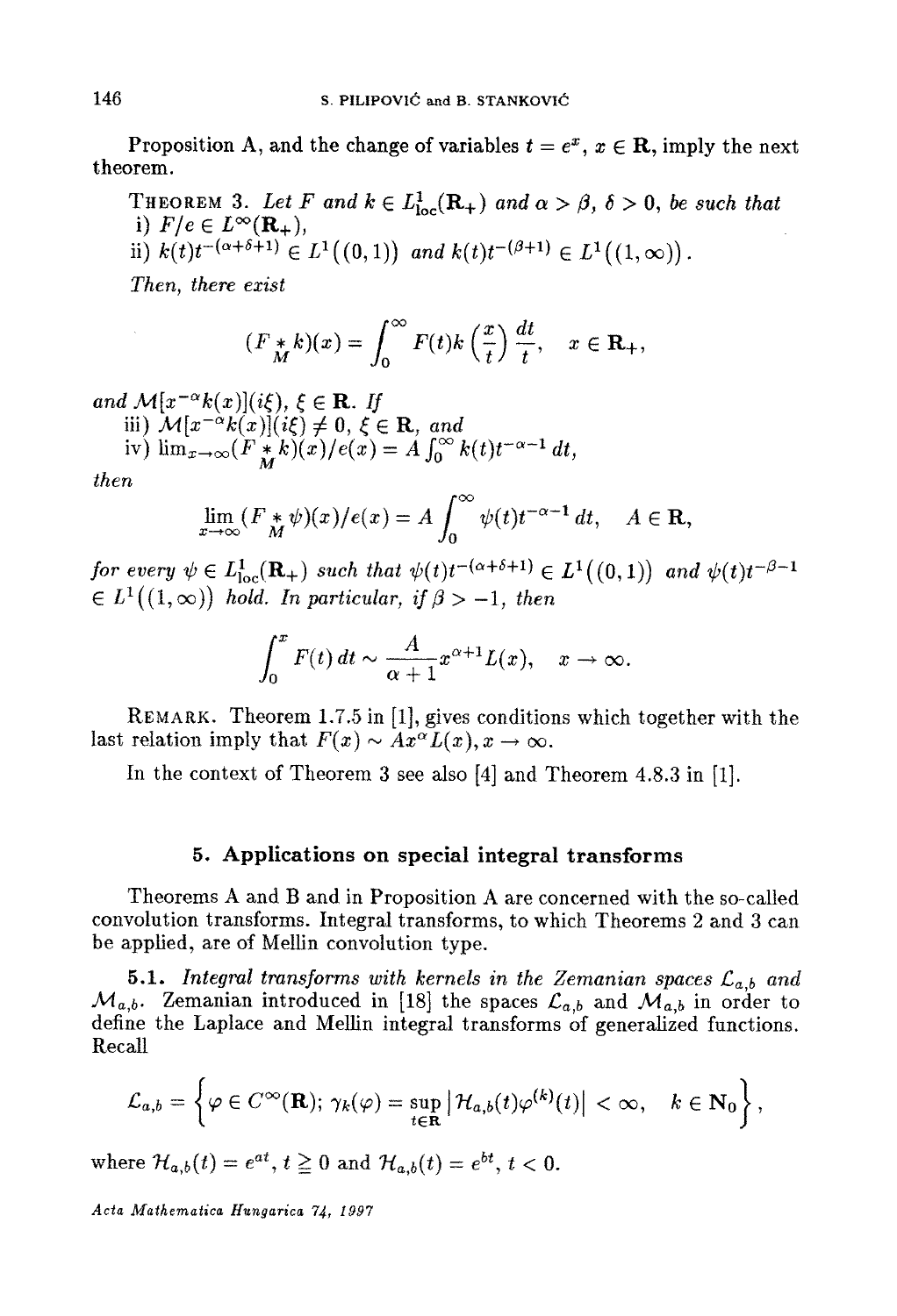Proposition A, and the change of variables $t = e^x$, $x \in \mathbf{R}$, imply the next theorem.

THEOREM 3. *Let $F$ and $k \in L^1_{\text{loc}}(\mathbf{R}_+)$ and $\alpha > \beta$, $\delta > 0$, be such that*
i) $F/e \in L^\infty(\mathbf{R}_+)$,
ii) $k(t)t^{-(\alpha+\delta+1)} \in L^1\big((0,1)\big)$ *and* $k(t)t^{-(\beta+1)} \in L^1\big((1,\infty)\big)$.

*Then, there exist*

$$(F \underset{M}{*} k)(x) = \int_0^\infty F(t)k\left(\frac{x}{t}\right)\frac{dt}{t}, \quad x \in \mathbf{R}_+,$$

*and* $\mathcal{M}[x^{-\alpha}k(x)](i\xi)$, $\xi \in \mathbf{R}$. *If*
iii) $\mathcal{M}[x^{-\alpha}k(x)](i\xi) \neq 0$, $\xi \in \mathbf{R}$, *and*
iv) $\lim_{x\to\infty}(F \underset{M}{*} k)(x)/e(x) = A\int_0^\infty k(t)t^{-\alpha-1}\,dt$,

*then*

$$\lim_{x\to\infty}(F \underset{M}{*} \psi)(x)/e(x) = A\int_0^\infty \psi(t)t^{-\alpha-1}\,dt, \quad A \in \mathbf{R},$$

*for every $\psi \in L^1_{\text{loc}}(\mathbf{R}_+)$ such that $\psi(t)t^{-(\alpha+\delta+1)} \in L^1\big((0,1)\big)$ and $\psi(t)t^{-\beta-1} \in L^1\big((1,\infty)\big)$ hold. In particular, if $\beta > -1$, then*

$$\int_0^x F(t)\,dt \sim \frac{A}{\alpha+1}x^{\alpha+1}L(x), \quad x \to \infty.$$

REMARK. Theorem 1.7.5 in [1], gives conditions which together with the last relation imply that $F(x) \sim Ax^\alpha L(x), x \to \infty$.

In the context of Theorem 3 see also [4] and Theorem 4.8.3 in [1].

## 5. Applications on special integral transforms

Theorems A and B and in Proposition A are concerned with the so-called convolution transforms. Integral transforms, to which Theorems 2 and 3 can be applied, are of Mellin convolution type.

**5.1.** *Integral transforms with kernels in the Zemanian spaces $\mathcal{L}_{a,b}$ and $\mathcal{M}_{a,b}$.* Zemanian introduced in [18] the spaces $\mathcal{L}_{a,b}$ and $\mathcal{M}_{a,b}$ in order to define the Laplace and Mellin integral transforms of generalized functions. Recall

$$\mathcal{L}_{a,b} = \left\{\varphi \in C^\infty(\mathbf{R});\ \gamma_k(\varphi) = \sup_{t\in\mathbf{R}}\left|\mathcal{H}_{a,b}(t)\varphi^{(k)}(t)\right| < \infty, \quad k \in \mathbf{N}_0\right\},$$

where $\mathcal{H}_{a,b}(t) = e^{at}$, $t \geqq 0$ and $\mathcal{H}_{a,b}(t) = e^{bt}$, $t < 0$.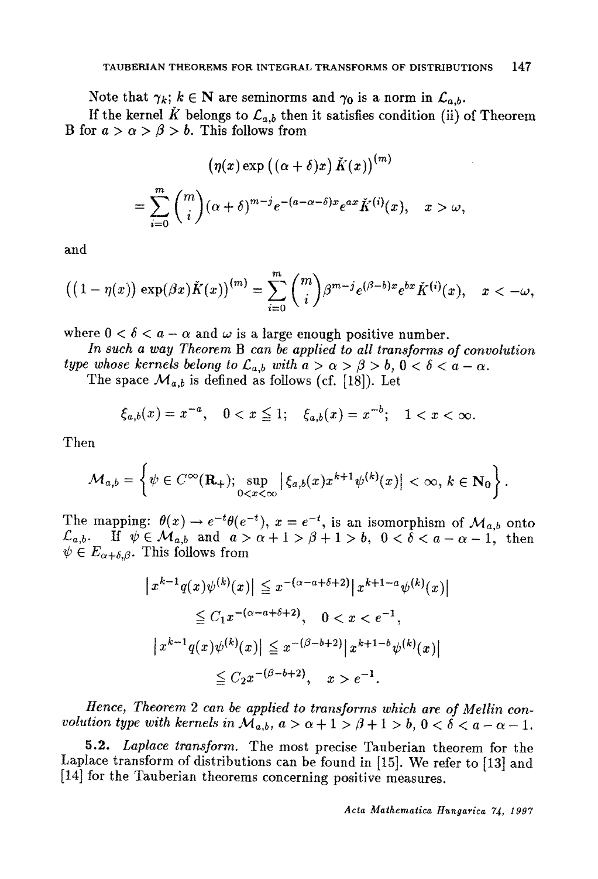Note that $\gamma_k$; $k \in \mathbf{N}$ are seminorms and $\gamma_0$ is a norm in $\mathcal{L}_{a,b}$.

If the kernel $\check{K}$ belongs to $\mathcal{L}_{a,b}$ then it satisfies condition (ii) of Theorem B for $a > \alpha > \beta > b$. This follows from

$$\left(\eta(x)\exp\left((\alpha+\delta)x\right)\check{K}(x)\right)^{(m)}$$

$$= \sum_{i=0}^{m}\binom{m}{i}(\alpha+\delta)^{m-j}e^{-(a-\alpha-\delta)x}e^{ax}\check{K}^{(i)}(x), \quad x > \omega,$$

and

$$\left((1-\eta(x))\exp(\beta x)\check{K}(x)\right)^{(m)} = \sum_{i=0}^{m}\binom{m}{i}\beta^{m-j}e^{(\beta-b)x}e^{bx}\check{K}^{(i)}(x), \quad x < -\omega,$$

where $0 < \delta < a - \alpha$ and $\omega$ is a large enough positive number.

*In such a way Theorem* B *can be applied to all transforms of convolution type whose kernels belong to* $\mathcal{L}_{a,b}$ *with* $a > \alpha > \beta > b$, $0 < \delta < a - \alpha$.

The space $\mathcal{M}_{a,b}$ is defined as follows (cf. [18]). Let

$$\xi_{a,b}(x) = x^{-a}, \quad 0 < x \leqq 1; \quad \xi_{a,b}(x) = x^{-b}; \quad 1 < x < \infty.$$

Then

$$\mathcal{M}_{a,b} = \left\{\psi \in C^{\infty}(\mathbf{R}_+);\ \sup_{0<x<\infty}\left|\xi_{a,b}(x)x^{k+1}\psi^{(k)}(x)\right| < \infty,\ k \in \mathbf{N}_0\right\}.$$

The mapping: $\theta(x) \to e^{-t}\theta(e^{-t})$, $x = e^{-t}$, is an isomorphism of $\mathcal{M}_{a,b}$ onto $\mathcal{L}_{a,b}$. If $\psi \in \mathcal{M}_{a,b}$ and $a > \alpha+1 > \beta+1 > b$, $0 < \delta < a - \alpha - 1$, then $\psi \in E_{\alpha+\delta,\beta}$. This follows from

$$\left|x^{k-1}q(x)\psi^{(k)}(x)\right| \leqq x^{-(\alpha-a+\delta+2)}\left|x^{k+1-a}\psi^{(k)}(x)\right|$$

$$\leqq C_1 x^{-(\alpha-a+\delta+2)}, \quad 0 < x < e^{-1},$$

$$\left|x^{k-1}q(x)\psi^{(k)}(x)\right| \leqq x^{-(\beta-b+2)}\left|x^{k+1-b}\psi^{(k)}(x)\right|$$

$$\leqq C_2 x^{-(\beta-b+2)}, \quad x > e^{-1}.$$

*Hence, Theorem* 2 *can be applied to transforms which are of Mellin convolution type with kernels in* $\mathcal{M}_{a,b}$, $a > \alpha+1 > \beta+1 > b$, $0 < \delta < a-\alpha-1$.

**5.2.** *Laplace transform.* The most precise Tauberian theorem for the Laplace transform of distributions can be found in [15]. We refer to [13] and [14] for the Tauberian theorems concerning positive measures.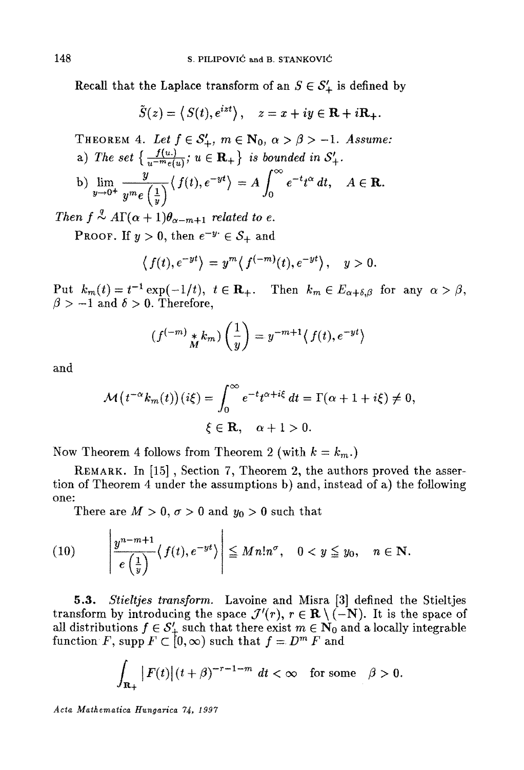Recall that the Laplace transform of an $S \in \mathcal{S}'_+$ is defined by

$$\tilde{S}(z) = \langle S(t), e^{izt} \rangle, \quad z = x + iy \in \mathbf{R} + i\mathbf{R}_+.$$

THEOREM 4. *Let $f \in \mathcal{S}'_+$, $m \in \mathbf{N}_0$, $\alpha > \beta > -1$. Assume:*

a) *The set $\left\{ \frac{f(u\cdot)}{u^{-m}e(u)};\ u \in \mathbf{R}_+ \right\}$ is bounded in $\mathcal{S}'_+$.*

b) $\displaystyle \lim_{y \to 0^+} \frac{y}{y^m e\left(\frac{1}{y}\right)} \langle f(t), e^{-yt} \rangle = A \int_0^\infty e^{-t} t^\alpha \, dt, \quad A \in \mathbf{R}.$

*Then $f \overset{q}{\sim} A\Gamma(\alpha+1)\theta_{\alpha-m+1}$ related to $e$.*

PROOF. If $y > 0$, then $e^{-y\cdot} \in \mathcal{S}_+$ and

$$\langle f(t), e^{-yt} \rangle = y^m \langle f^{(-m)}(t), e^{-yt} \rangle, \quad y > 0.$$

Put $k_m(t) = t^{-1}\exp(-1/t)$, $t \in \mathbf{R}_+$. Then $k_m \in E_{\alpha+\delta,\beta}$ for any $\alpha > \beta$, $\beta > -1$ and $\delta > 0$. Therefore,

$$(f^{(-m)} \underset{M}{*} k_m)\left(\frac{1}{y}\right) = y^{-m+1} \langle f(t), e^{-yt} \rangle$$

and

$$\mathcal{M}\big(t^{-\alpha}k_m(t)\big)(i\xi) = \int_0^\infty e^{-t} t^{\alpha+i\xi} \, dt = \Gamma(\alpha + 1 + i\xi) \neq 0,$$

$$\xi \in \mathbf{R}, \quad \alpha + 1 > 0.$$

Now Theorem 4 follows from Theorem 2 (with $k = k_m$.)

REMARK. In [15], Section 7, Theorem 2, the authors proved the assertion of Theorem 4 under the assumptions b) and, instead of a) the following one:

There are $M > 0$, $\sigma > 0$ and $y_0 > 0$ such that

$$\left| \frac{y^{n-m+1}}{e\left(\frac{1}{y}\right)} \langle f(t), e^{-yt} \rangle \right| \leqq M n! n^\sigma, \quad 0 < y \leqq y_0, \quad n \in \mathbf{N}. \tag{10}$$

**5.3.** *Stieltjes transform.* Lavoine and Misra [3] defined the Stieltjes transform by introducing the space $\mathcal{J}'(r)$, $r \in \mathbf{R} \setminus (-\mathbf{N})$. It is the space of all distributions $f \in \mathcal{S}'_+$ such that there exist $m \in \mathbf{N}_0$ and a locally integrable function $F$, $\operatorname{supp} F \subset [0, \infty)$ such that $f = D^m F$ and

$$\int_{\mathbf{R}_+} |F(t)|(t+\beta)^{-r-1-m} \, dt < \infty \quad \text{for some} \quad \beta > 0.$$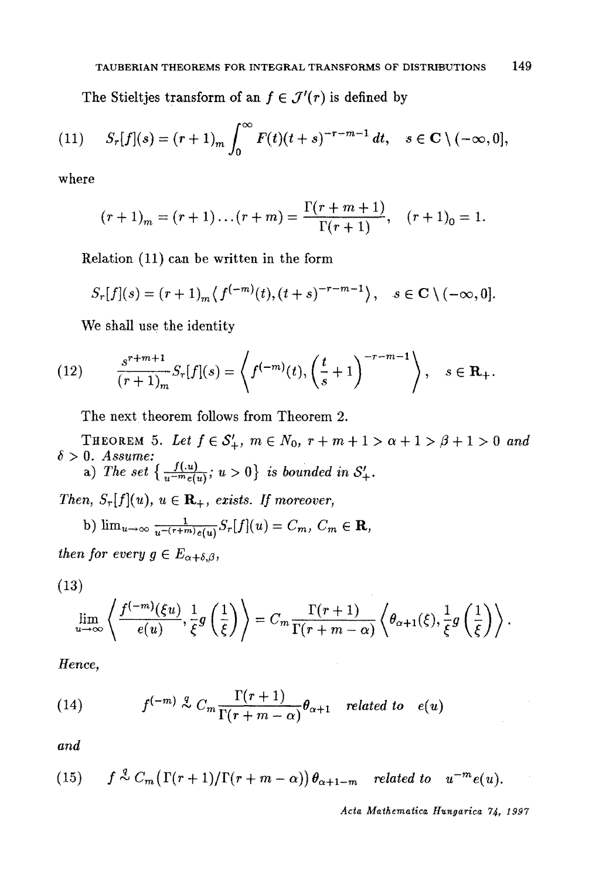The Stieltjes transform of an $f \in \mathcal{J}'(r)$ is defined by

$$(11) \quad S_r[f](s) = (r+1)_m \int_0^\infty F(t)(t+s)^{-r-m-1}\,dt, \quad s \in \mathbf{C} \setminus (-\infty, 0],$$

where

$$(r+1)_m = (r+1)\dots(r+m) = \frac{\Gamma(r+m+1)}{\Gamma(r+1)}, \quad (r+1)_0 = 1.$$

Relation (11) can be written in the form

$$S_r[f](s) = (r+1)_m \langle f^{(-m)}(t), (t+s)^{-r-m-1} \rangle, \quad s \in \mathbf{C} \setminus (-\infty, 0].$$

We shall use the identity

$$(12) \quad \frac{s^{r+m+1}}{(r+1)_m} S_r[f](s) = \left\langle f^{(-m)}(t), \left(\frac{t}{s}+1\right)^{-r-m-1} \right\rangle, \quad s \in \mathbf{R}_+.$$

The next theorem follows from Theorem 2.

THEOREM 5. *Let $f \in \mathcal{S}'_+$, $m \in N_0$, $r+m+1 > \alpha+1 > \beta+1 > 0$ and $\delta > 0$. Assume:*

a) *The set $\left\{ \frac{f(.u)}{u^{-m}e(u)};\ u > 0 \right\}$ is bounded in $\mathcal{S}'_+$.*

*Then, $S_r[f](u)$, $u \in \mathbf{R}_+$, exists. If moreover,*

b) $\lim_{u\to\infty} \frac{1}{u^{-(r+m)}e(u)} S_r[f](u) = C_m$, $C_m \in \mathbf{R}$,

*then for every $g \in E_{\alpha+\delta,\beta}$,*

$$(13) \quad \lim_{u\to\infty} \left\langle \frac{f^{(-m)}(\xi u)}{e(u)}, \frac{1}{\xi} g\left(\frac{1}{\xi}\right) \right\rangle = C_m \frac{\Gamma(r+1)}{\Gamma(r+m-\alpha)} \left\langle \theta_{\alpha+1}(\xi), \frac{1}{\xi} g\left(\frac{1}{\xi}\right) \right\rangle.$$

*Hence,*

$$(14) \quad f^{(-m)} \overset{q}{\sim} C_m \frac{\Gamma(r+1)}{\Gamma(r+m-\alpha)} \theta_{\alpha+1} \quad \textit{related to} \quad e(u)$$

*and*

$$(15) \quad f \overset{q}{\sim} C_m \big(\Gamma(r+1)/\Gamma(r+m-\alpha)\big)\, \theta_{\alpha+1-m} \quad \textit{related to} \quad u^{-m}e(u).$$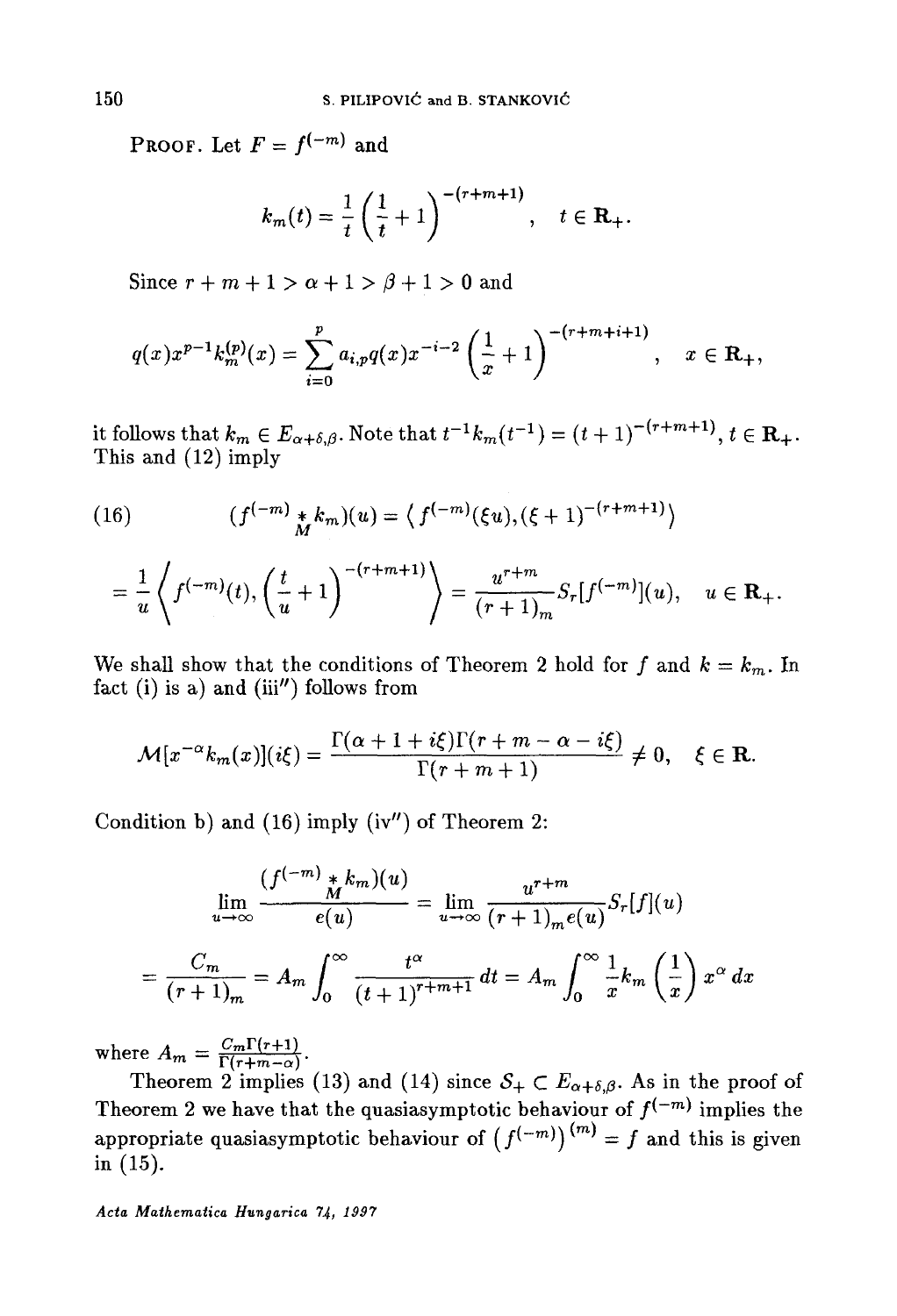**Proof.** Let $F = f^{(-m)}$ and

$$k_m(t) = \frac{1}{t}\left(\frac{1}{t}+1\right)^{-(r+m+1)}, \quad t \in \mathbf{R}_+.$$

Since $r+m+1 > \alpha+1 > \beta+1 > 0$ and

$$q(x)x^{p-1}k_m^{(p)}(x) = \sum_{i=0}^{p} a_{i,p} q(x) x^{-i-2}\left(\frac{1}{x}+1\right)^{-(r+m+i+1)}, \quad x \in \mathbf{R}_+,$$

it follows that $k_m \in E_{\alpha+\delta,\beta}$. Note that $t^{-1}k_m(t^{-1}) = (t+1)^{-(r+m+1)}$, $t \in \mathbf{R}_+$. This and (12) imply

$$(16) \qquad (f^{(-m)} \underset{M}{*} k_m)(u) = \left\langle f^{(-m)}(\xi u), (\xi+1)^{-(r+m+1)} \right\rangle$$

$$= \frac{1}{u}\left\langle f^{(-m)}(t), \left(\frac{t}{u}+1\right)^{-(r+m+1)} \right\rangle = \frac{u^{r+m}}{(r+1)_m} S_r[f^{(-m)}](u), \quad u \in \mathbf{R}_+.$$

We shall show that the conditions of Theorem 2 hold for $f$ and $k = k_m$. In fact (i) is a) and (iii″) follows from

$$\mathcal{M}[x^{-\alpha}k_m(x)](i\xi) = \frac{\Gamma(\alpha+1+i\xi)\Gamma(r+m-\alpha-i\xi)}{\Gamma(r+m+1)} \neq 0, \quad \xi \in \mathbf{R}.$$

Condition b) and (16) imply (iv″) of Theorem 2:

$$\lim_{u\to\infty} \frac{(f^{(-m)} \underset{M}{*} k_m)(u)}{e(u)} = \lim_{u\to\infty} \frac{u^{r+m}}{(r+1)_m e(u)} S_r[f](u)$$

$$= \frac{C_m}{(r+1)_m} = A_m \int_0^\infty \frac{t^\alpha}{(t+1)^{r+m+1}}\,dt = A_m \int_0^\infty \frac{1}{x}k_m\left(\frac{1}{x}\right) x^\alpha\,dx$$

where $A_m = \frac{C_m\Gamma(r+1)}{\Gamma(r+m-\alpha)}$.

Theorem 2 implies (13) and (14) since $\mathcal{S}_+ \subset E_{\alpha+\delta,\beta}$. As in the proof of Theorem 2 we have that the quasiasymptotic behaviour of $f^{(-m)}$ implies the appropriate quasiasymptotic behaviour of $\left(f^{(-m)}\right)^{(m)} = f$ and this is given in (15).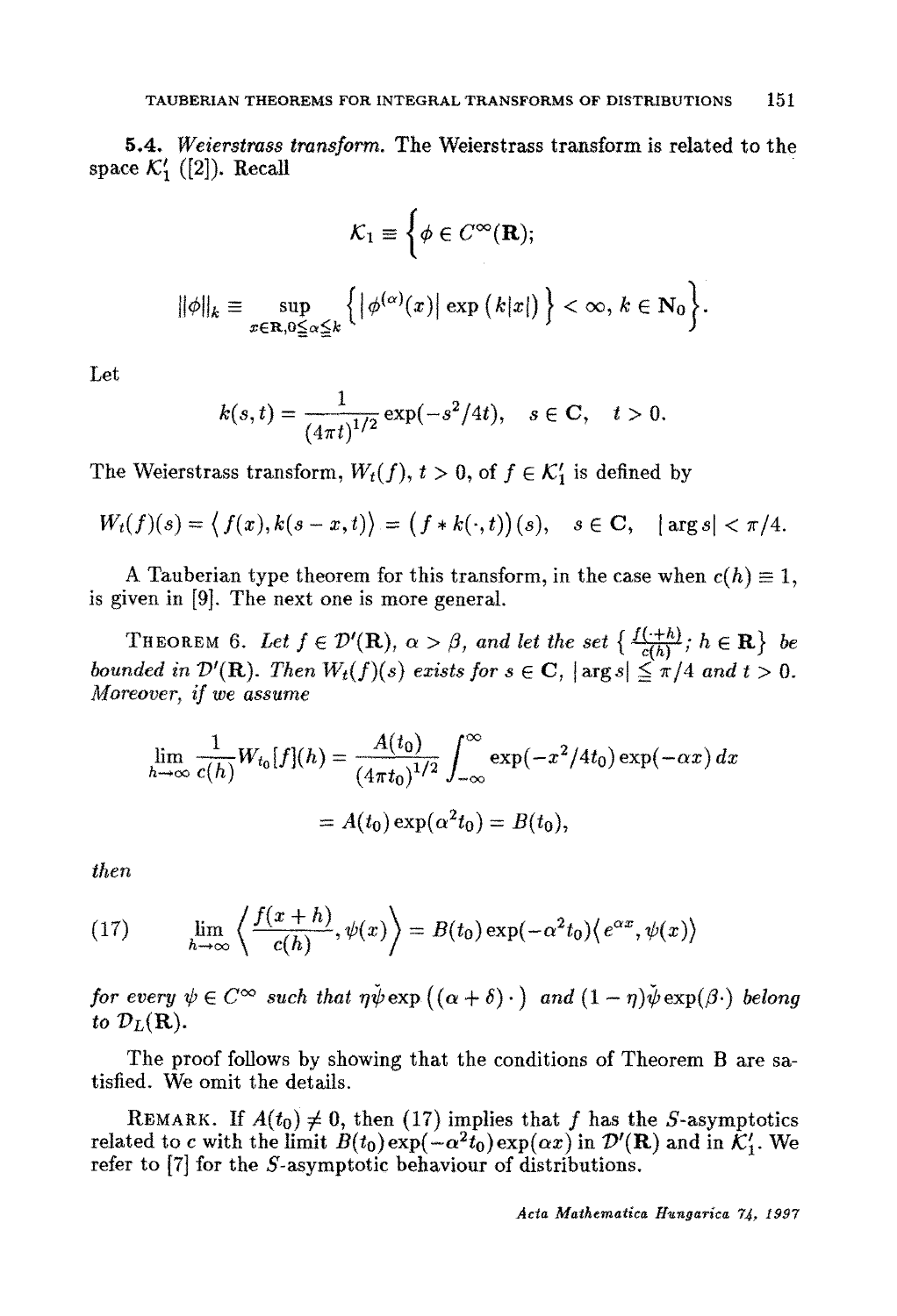**5.4.** *Weierstrass transform.* The Weierstrass transform is related to the space $\mathcal{K}_1'$ ([2]). Recall

$$\mathcal{K}_1 \equiv \Big\{ \phi \in C^\infty(\mathbf{R});$$

$$\|\phi\|_k \equiv \sup_{x\in\mathbf{R}, 0\leqq\alpha\leqq k} \left\{ \left|\phi^{(\alpha)}(x)\right| \exp\left(k|x|\right) \right\} < \infty,\ k \in \mathbf{N}_0 \Big\}.$$

Let

$$k(s,t) = \frac{1}{(4\pi t)^{1/2}} \exp(-s^2/4t), \quad s \in \mathbf{C}, \quad t > 0.$$

The Weierstrass transform, $W_t(f)$, $t > 0$, of $f \in \mathcal{K}_1'$ is defined by

$$W_t(f)(s) = \left\langle f(x), k(s-x,t) \right\rangle = \left( f * k(\cdot,t) \right)(s), \quad s \in \mathbf{C}, \quad |\arg s| < \pi/4.$$

A Tauberian type theorem for this transform, in the case when $c(h) \equiv 1$, is given in [9]. The next one is more general.

THEOREM 6. *Let $f \in \mathcal{D}'(\mathbf{R})$, $\alpha > \beta$, and let the set $\left\{ \frac{f(\cdot+h)}{c(h)};\ h \in \mathbf{R} \right\}$ be bounded in $\mathcal{D}'(\mathbf{R})$. Then $W_t(f)(s)$ exists for $s \in \mathbf{C}$, $|\arg s| \leqq \pi/4$ and $t > 0$. Moreover, if we assume*

$$\lim_{h\to\infty} \frac{1}{c(h)} W_{t_0}[f](h) = \frac{A(t_0)}{(4\pi t_0)^{1/2}} \int_{-\infty}^{\infty} \exp(-x^2/4t_0)\exp(-\alpha x)\,dx$$

$$= A(t_0)\exp(\alpha^2 t_0) = B(t_0),$$

*then*

$$\lim_{h\to\infty} \left\langle \frac{f(x+h)}{c(h)}, \psi(x) \right\rangle = B(t_0)\exp(-\alpha^2 t_0)\left\langle e^{\alpha x}, \psi(x) \right\rangle \tag{17}$$

*for every $\psi \in C^\infty$ such that $\eta\check{\psi}\exp\left((\alpha+\delta)\cdot\right)$ and $(1-\eta)\check{\psi}\exp(\beta\cdot)$ belong to $\mathcal{D}_L(\mathbf{R})$.*

The proof follows by showing that the conditions of Theorem B are satisfied. We omit the details.

REMARK. If $A(t_0) \neq 0$, then (17) implies that $f$ has the $S$-asymptotics related to $c$ with the limit $B(t_0)\exp(-\alpha^2 t_0)\exp(\alpha x)$ in $\mathcal{D}'(\mathbf{R})$ and in $\mathcal{K}_1'$. We refer to [7] for the $S$-asymptotic behaviour of distributions.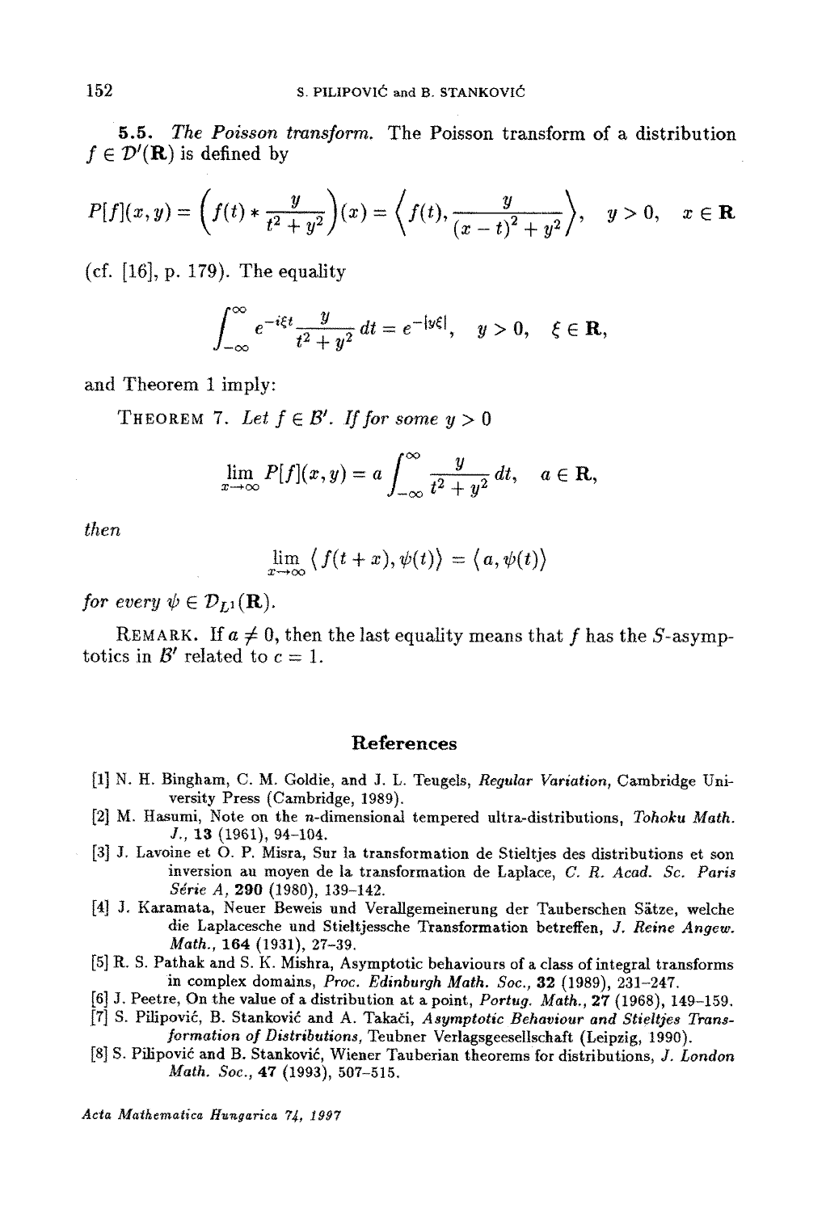**5.5.** *The Poisson transform.* The Poisson transform of a distribution $f \in \mathcal{D}'(\mathbf{R})$ is defined by

$$P[f](x,y) = \left(f(t) * \frac{y}{t^2+y^2}\right)(x) = \left\langle f(t), \frac{y}{(x-t)^2+y^2}\right\rangle, \quad y>0, \quad x \in \mathbf{R}$$

(cf. [16], p. 179). The equality

$$\int_{-\infty}^{\infty} e^{-i\xi t}\frac{y}{t^2+y^2}\,dt = e^{-|y\xi|}, \quad y>0, \quad \xi \in \mathbf{R},$$

and Theorem 1 imply:

THEOREM 7. *Let $f \in \mathcal{B}'$. If for some $y>0$*

$$\lim_{x\to\infty} P[f](x,y) = a\int_{-\infty}^{\infty}\frac{y}{t^2+y^2}\,dt, \quad a \in \mathbf{R},$$

*then*

$$\lim_{x\to\infty}\langle f(t+x), \psi(t)\rangle = \langle a, \psi(t)\rangle$$

*for every $\psi \in \mathcal{D}_{L^1}(\mathbf{R})$.*

REMARK. If $a \neq 0$, then the last equality means that $f$ has the $S$-asymptotics in $\mathcal{B}'$ related to $c=1$.

## References

[1] N. H. Bingham, C. M. Goldie, and J. L. Teugels, *Regular Variation*, Cambridge University Press (Cambridge, 1989).

[2] M. Hasumi, Note on the $n$-dimensional tempered ultra-distributions, *Tohoku Math. J.*, **13** (1961), 94–104.

[3] J. Lavoine et O. P. Misra, Sur la transformation de Stieltjes des distributions et son inversion au moyen de la transformation de Laplace, *C. R. Acad. Sc. Paris Série A*, **290** (1980), 139–142.

[4] J. Karamata, Neuer Beweis und Verallgemeinerung der Tauberschen Sätze, welche die Laplacesche und Stieltjessche Transformation betreffen, *J. Reine Angew. Math.*, **164** (1931), 27–39.

[5] R. S. Pathak and S. K. Mishra, Asymptotic behaviours of a class of integral transforms in complex domains, *Proc. Edinburgh Math. Soc.*, **32** (1989), 231–247.

[6] J. Peetre, On the value of a distribution at a point, *Portug. Math.*, **27** (1968), 149–159.

[7] S. Pilipović, B. Stanković and A. Takači, *Asymptotic Behaviour and Stieltjes Transformation of Distributions*, Teubner Verlagsgeesellschaft (Leipzig, 1990).

[8] S. Pilipović and B. Stanković, Wiener Tauberian theorems for distributions, *J. London Math. Soc.*, **47** (1993), 507–515.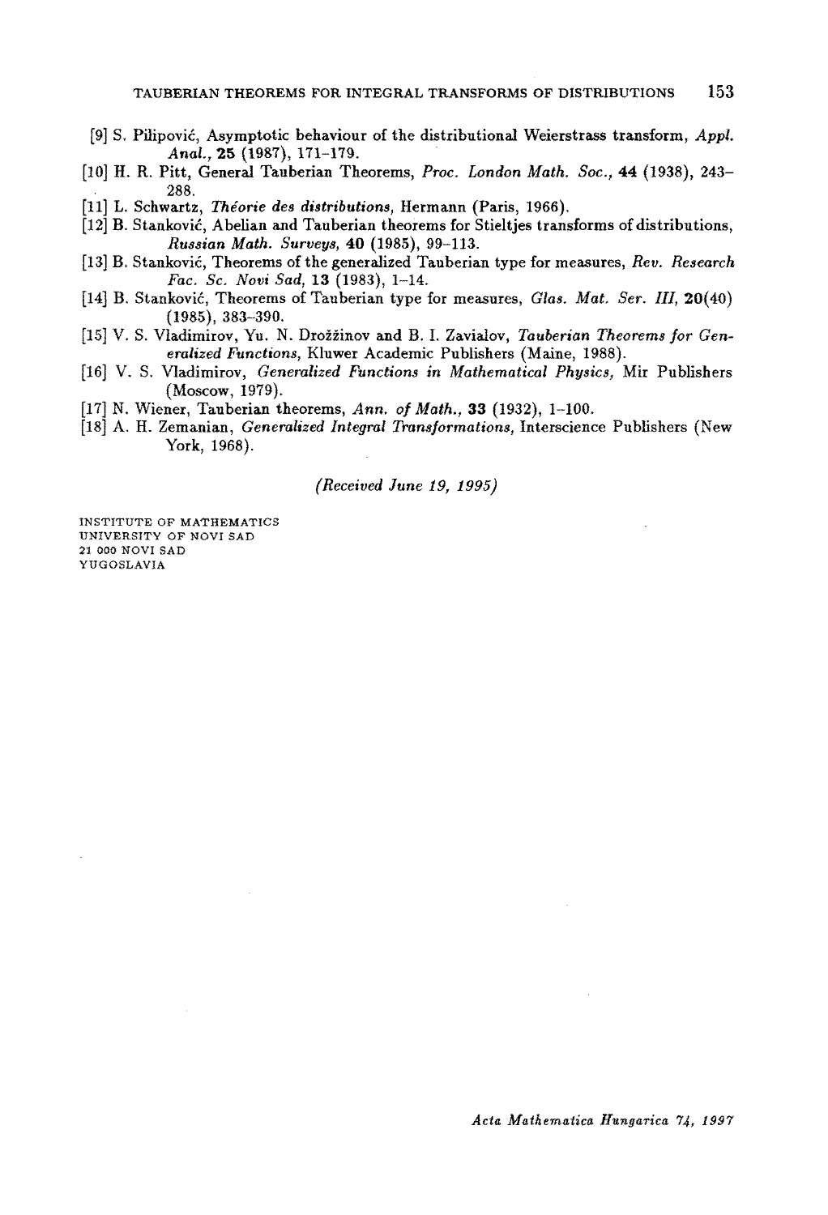[9] S. Pilipović, Asymptotic behaviour of the distributional Weierstrass transform, *Appl. Anal.*, **25** (1987), 171–179.

[10] H. R. Pitt, General Tauberian Theorems, *Proc. London Math. Soc.*, **44** (1938), 243–288.

[11] L. Schwartz, *Théorie des distributions*, Hermann (Paris, 1966).

[12] B. Stanković, Abelian and Tauberian theorems for Stieltjes transforms of distributions, *Russian Math. Surveys*, **40** (1985), 99–113.

[13] B. Stanković, Theorems of the generalized Tauberian type for measures, *Rev. Research Fac. Sc. Novi Sad*, **13** (1983), 1–14.

[14] B. Stanković, Theorems of Tauberian type for measures, *Glas. Mat. Ser. III*, **20**(40) (1985), 383–390.

[15] V. S. Vladimirov, Yu. N. Drožžinov and B. I. Zavialov, *Tauberian Theorems for Generalized Functions*, Kluwer Academic Publishers (Maine, 1988).

[16] V. S. Vladimirov, *Generalized Functions in Mathematical Physics*, Mir Publishers (Moscow, 1979).

[17] N. Wiener, Tauberian theorems, *Ann. of Math.*, **33** (1932), 1–100.

[18] A. H. Zemanian, *Generalized Integral Transformations*, Interscience Publishers (New York, 1968).

*(Received June 19, 1995)*

INSTITUTE OF MATHEMATICS
UNIVERSITY OF NOVI SAD
21 000 NOVI SAD
YUGOSLAVIA